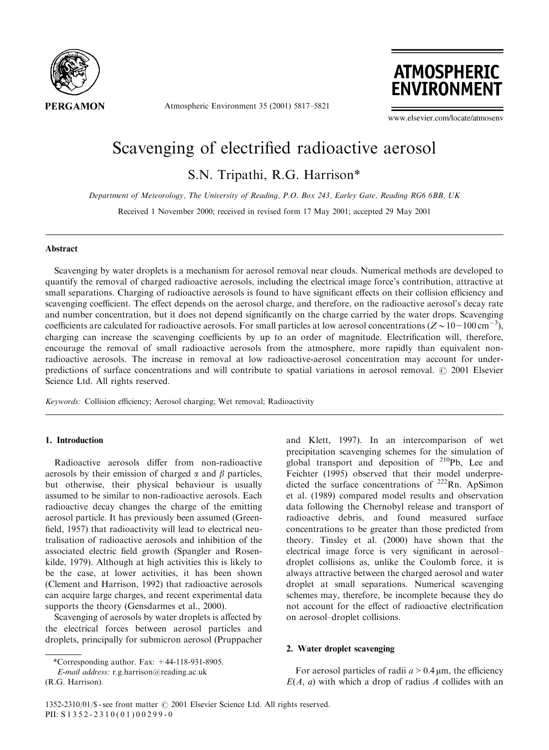# Scavenging of electrified radioactive aerosol

S.N. Tripathi, R.G. Harrison*

*Department of Meteorology, The University of Reading, P.O. Box 243, Earley Gate, Reading RG6 6BB, UK*

Received 1 November 2000; received in revised form 17 May 2001; accepted 29 May 2001

## Abstract

Scavenging by water droplets is a mechanism for aerosol removal near clouds. Numerical methods are developed to quantify the removal of charged radioactive aerosols, including the electrical image force's contribution, attractive at small separations. Charging of radioactive aerosols is found to have significant effects on their collision efficiency and scavenging coefficient. The effect depends on the aerosol charge, and therefore, on the radioactive aerosol's decay rate and number concentration, but it does not depend significantly on the charge carried by the water drops. Scavenging coefficients are calculated for radioactive aerosols. For small particles at low aerosol concentrations ($Z \sim 10-100\,\text{cm}^{-3}$), charging can increase the scavenging coefficients by up to an order of magnitude. Electrification will, therefore, encourage the removal of small radioactive aerosols from the atmosphere, more rapidly than equivalent non-radioactive aerosols. The increase in removal at low radioactive-aerosol concentration may account for under-predictions of surface concentrations and will contribute to spatial variations in aerosol removal. © 2001 Elsevier Science Ltd. All rights reserved.

*Keywords:* Collision efficiency; Aerosol charging; Wet removal; Radioactivity

## 1. Introduction

Radioactive aerosols differ from non-radioactive aerosols by their emission of charged $\alpha$ and $\beta$ particles, but otherwise, their physical behaviour is usually assumed to be similar to non-radioactive aerosols. Each radioactive decay changes the charge of the emitting aerosol particle. It has previously been assumed (Greenfield, 1957) that radioactivity will lead to electrical neutralisation of radioactive aerosols and inhibition of the associated electric field growth (Spangler and Rosenkilde, 1979). Although at high activities this is likely to be the case, at lower activities, it has been shown (Clement and Harrison, 1992) that radioactive aerosols can acquire large charges, and recent experimental data supports the theory (Gensdarmes et al., 2000).

Scavenging of aerosols by water droplets is affected by the electrical forces between aerosol particles and droplets, principally for submicron aerosol (Pruppacher and Klett, 1997). In an intercomparison of wet precipitation scavenging schemes for the simulation of global transport and deposition of $^{210}$Pb, Lee and Feichter (1995) observed that their model underpredicted the surface concentrations of $^{222}$Rn. ApSimon et al. (1989) compared model results and observation data following the Chernobyl release and transport of radioactive debris, and found measured surface concentrations to be greater than those predicted from theory. Tinsley et al. (2000) have shown that the electrical image force is very significant in aerosol–droplet collisions as, unlike the Coulomb force, it is always attractive between the charged aerosol and water droplet at small separations. Numerical scavenging schemes may, therefore, be incomplete because they do not account for the effect of radioactive electrification on aerosol–droplet collisions.

## 2. Water droplet scavenging

For aerosol particles of radii $a > 0.4\,\mu\text{m}$, the efficiency $E(A, a)$ with which a drop of radius $A$ collides with an

*Corresponding author. Fax: +44-118-931-8905.
*E-mail address:* r.g.harrison@reading.ac.uk (R.G. Harrison).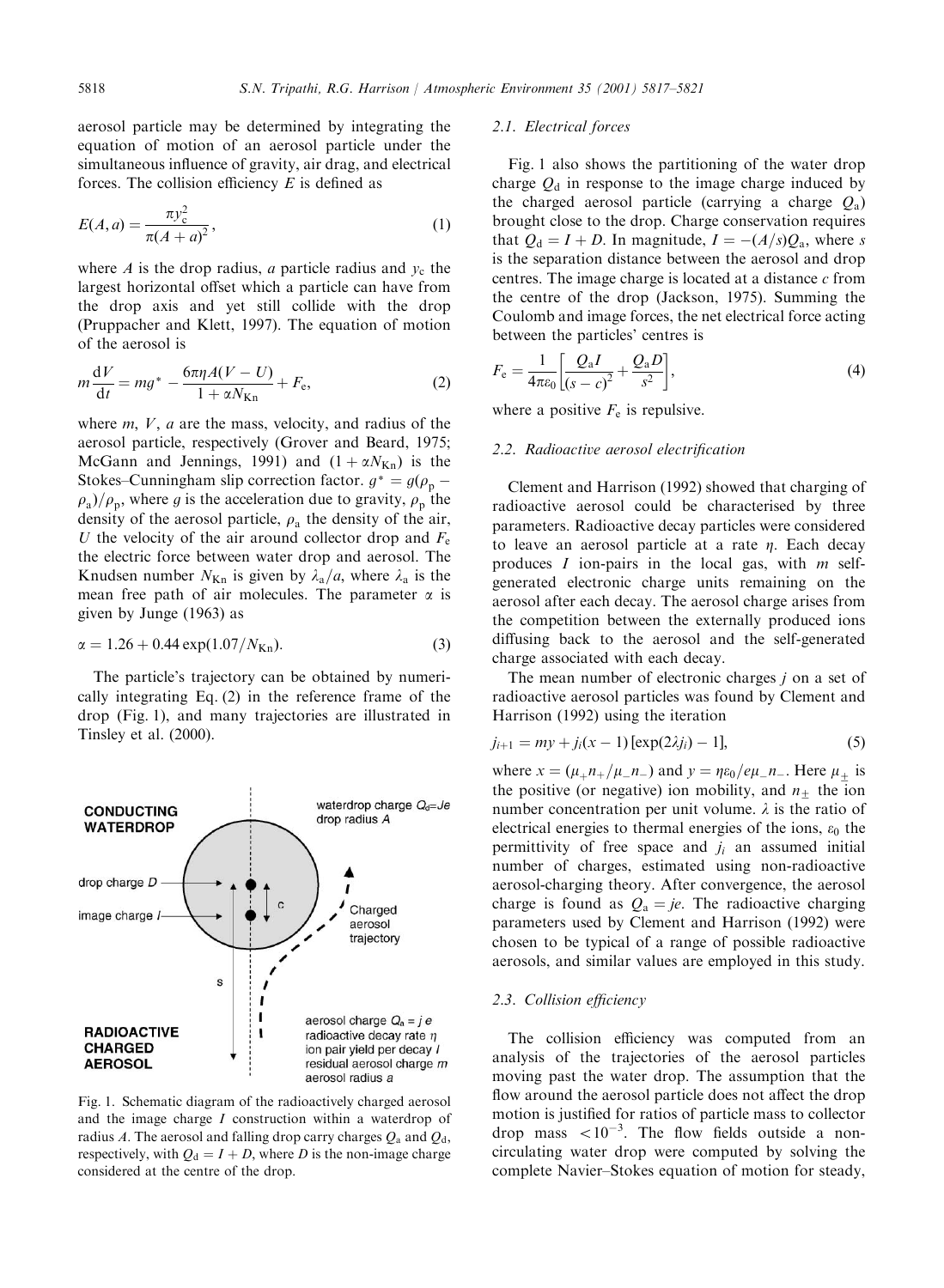aerosol particle may be determined by integrating the equation of motion of an aerosol particle under the simultaneous influence of gravity, air drag, and electrical forces. The collision efficiency $E$ is defined as

$$E(A,a) = \frac{\pi y_c^2}{\pi (A+a)^2}, \tag{1}$$

where $A$ is the drop radius, $a$ particle radius and $y_c$ the largest horizontal offset which a particle can have from the drop axis and yet still collide with the drop (Pruppacher and Klett, 1997). The equation of motion of the aerosol is

$$m\frac{\mathrm{d}V}{\mathrm{d}t} = mg^* - \frac{6\pi\eta A(V-U)}{1+\alpha N_{\mathrm{Kn}}} + F_e, \tag{2}$$

where $m$, $V$, $a$ are the mass, velocity, and radius of the aerosol particle, respectively (Grover and Beard, 1975; McGann and Jennings, 1991) and $(1+\alpha N_{\mathrm{Kn}})$ is the Stokes–Cunningham slip correction factor. $g^* = g(\rho_p - \rho_a)/\rho_p$, where $g$ is the acceleration due to gravity, $\rho_p$ the density of the aerosol particle, $\rho_a$ the density of the air, $U$ the velocity of the air around collector drop and $F_e$ the electric force between water drop and aerosol. The Knudsen number $N_{\mathrm{Kn}}$ is given by $\lambda_a/a$, where $\lambda_a$ is the mean free path of air molecules. The parameter $\alpha$ is given by Junge (1963) as

$$\alpha = 1.26 + 0.44\exp(1.07/N_{\mathrm{Kn}}). \tag{3}$$

The particle's trajectory can be obtained by numerically integrating Eq. (2) in the reference frame of the drop (Fig. 1), and many trajectories are illustrated in Tinsley et al. (2000).

Fig. 1. Schematic diagram of the radioactively charged aerosol and the image charge $I$ construction within a waterdrop of radius $A$. The aerosol and falling drop carry charges $Q_a$ and $Q_d$, respectively, with $Q_d = I + D$, where $D$ is the non-image charge considered at the centre of the drop.

### 2.1. Electrical forces

Fig. 1 also shows the partitioning of the water drop charge $Q_d$ in response to the image charge induced by the charged aerosol particle (carrying a charge $Q_a$) brought close to the drop. Charge conservation requires that $Q_d = I + D$. In magnitude, $I = -(A/s)Q_a$, where $s$ is the separation distance between the aerosol and drop centres. The image charge is located at a distance $c$ from the centre of the drop (Jackson, 1975). Summing the Coulomb and image forces, the net electrical force acting between the particles' centres is

$$F_e = \frac{1}{4\pi\varepsilon_0}\left[\frac{Q_a I}{(s-c)^2} + \frac{Q_a D}{s^2}\right], \tag{4}$$

where a positive $F_e$ is repulsive.

### 2.2. Radioactive aerosol electrification

Clement and Harrison (1992) showed that charging of radioactive aerosol could be characterised by three parameters. Radioactive decay particles were considered to leave an aerosol particle at a rate $\eta$. Each decay produces $I$ ion-pairs in the local gas, with $m$ self-generated electronic charge units remaining on the aerosol after each decay. The aerosol charge arises from the competition between the externally produced ions diffusing back to the aerosol and the self-generated charge associated with each decay.

The mean number of electronic charges $j$ on a set of radioactive aerosol particles was found by Clement and Harrison (1992) using the iteration

$$j_{i+1} = my + j_i(x-1)\left[\exp(2\lambda j_i) - 1\right], \tag{5}$$

where $x = (\mu_+ n_+/\mu_- n_-)$ and $y = \eta\varepsilon_0/e\mu_- n_-$. Here $\mu_\pm$ is the positive (or negative) ion mobility, and $n_\pm$ the ion number concentration per unit volume. $\lambda$ is the ratio of electrical energies to thermal energies of the ions, $\varepsilon_0$ the permittivity of free space and $j_i$ an assumed initial number of charges, estimated using non-radioactive aerosol-charging theory. After convergence, the aerosol charge is found as $Q_a = je$. The radioactive charging parameters used by Clement and Harrison (1992) were chosen to be typical of a range of possible radioactive aerosols, and similar values are employed in this study.

### 2.3. Collision efficiency

The collision efficiency was computed from an analysis of the trajectories of the aerosol particles moving past the water drop. The assumption that the flow around the aerosol particle does not affect the drop motion is justified for ratios of particle mass to collector drop mass $< 10^{-3}$. The flow fields outside a non-circulating water drop were computed by solving the complete Navier–Stokes equation of motion for steady,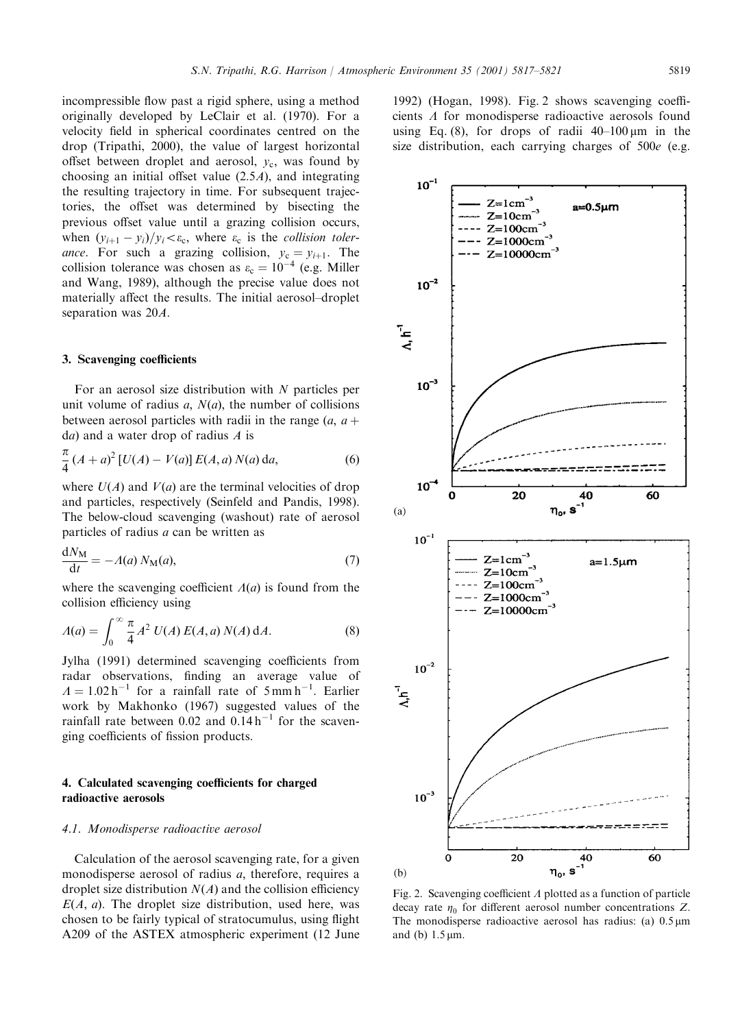incompressible flow past a rigid sphere, using a method originally developed by LeClair et al. (1970). For a velocity field in spherical coordinates centred on the drop (Tripathi, 2000), the value of largest horizontal offset between droplet and aerosol, $y_c$, was found by choosing an initial offset value ($2.5A$), and integrating the resulting trajectory in time. For subsequent trajectories, the offset was determined by bisecting the previous offset value until a grazing collision occurs, when $(y_{i+1} - y_i)/y_i < \varepsilon_c$, where $\varepsilon_c$ is the *collision tolerance*. For such a grazing collision, $y_c = y_{i+1}$. The collision tolerance was chosen as $\varepsilon_c = 10^{-4}$ (e.g. Miller and Wang, 1989), although the precise value does not materially affect the results. The initial aerosol–droplet separation was $20A$.

## 3. Scavenging coefficients

For an aerosol size distribution with $N$ particles per unit volume of radius $a$, $N(a)$, the number of collisions between aerosol particles with radii in the range $(a, a + \mathrm{d}a)$ and a water drop of radius $A$ is

$$\frac{\pi}{4}(A+a)^2\,[U(A) - V(a)]\,E(A,a)\,N(a)\,\mathrm{d}a, \tag{6}$$

where $U(A)$ and $V(a)$ are the terminal velocities of drop and particles, respectively (Seinfeld and Pandis, 1998). The below-cloud scavenging (washout) rate of aerosol particles of radius $a$ can be written as

$$\frac{\mathrm{d}N_M}{\mathrm{d}t} = -\Lambda(a)\,N_M(a), \tag{7}$$

where the scavenging coefficient $\Lambda(a)$ is found from the collision efficiency using

$$\Lambda(a) = \int_0^\infty \frac{\pi}{4}A^2\,U(A)\,E(A,a)\,N(A)\,\mathrm{d}A. \tag{8}$$

Jylha (1991) determined scavenging coefficients from radar observations, finding an average value of $\Lambda = 1.02\,\mathrm{h}^{-1}$ for a rainfall rate of $5\,\mathrm{mm\,h}^{-1}$. Earlier work by Makhonko (1967) suggested values of the rainfall rate between 0.02 and $0.14\,\mathrm{h}^{-1}$ for the scavenging coefficients of fission products.

## 4. Calculated scavenging coefficients for charged radioactive aerosols

### 4.1. Monodisperse radioactive aerosol

Calculation of the aerosol scavenging rate, for a given monodisperse aerosol of radius $a$, therefore, requires a droplet size distribution $N(A)$ and the collision efficiency $E(A, a)$. The droplet size distribution, used here, was chosen to be fairly typical of stratocumulus, using flight A209 of the ASTEX atmospheric experiment (12 June 1992) (Hogan, 1998). Fig. 2 shows scavenging coefficients $\Lambda$ for monodisperse radioactive aerosols found using Eq. (8), for drops of radii 40–100 μm in the size distribution, each carrying charges of $500e$ (e.g.

Fig. 2. Scavenging coefficient $\Lambda$ plotted as a function of particle decay rate $\eta_0$ for different aerosol number concentrations $Z$. The monodisperse radioactive aerosol has radius: (a) 0.5 μm and (b) 1.5 μm.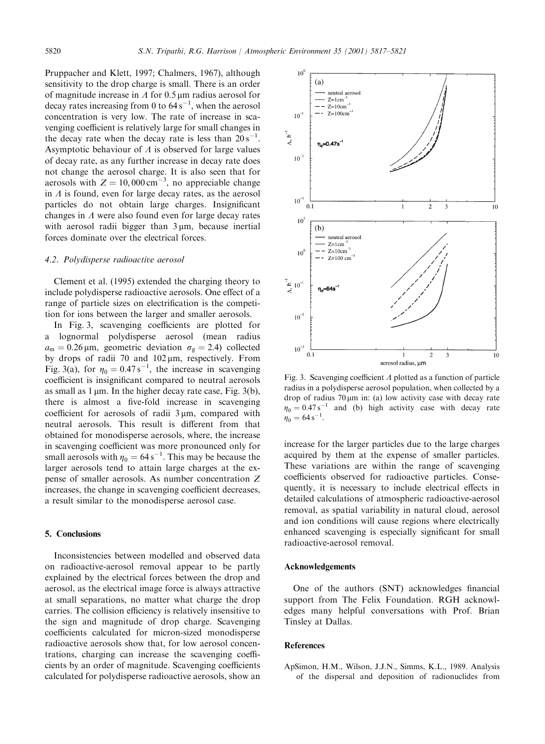Pruppacher and Klett, 1997; Chalmers, 1967), although sensitivity to the drop charge is small. There is an order of magnitude increase in $\Lambda$ for 0.5 μm radius aerosol for decay rates increasing from 0 to 64 $s^{-1}$, when the aerosol concentration is very low. The rate of increase in scavenging coefficient is relatively large for small changes in the decay rate when the decay rate is less than 20 $s^{-1}$. Asymptotic behaviour of $\Lambda$ is observed for large values of decay rate, as any further increase in decay rate does not change the aerosol charge. It is also seen that for aerosols with $Z = 10,000\,cm^{-3}$, no appreciable change in $\Lambda$ is found, even for large decay rates, as the aerosol particles do not obtain large charges. Insignificant changes in $\Lambda$ were also found even for large decay rates with aerosol radii bigger than 3 μm, because inertial forces dominate over the electrical forces.

### 4.2. Polydisperse radioactive aerosol

Clement et al. (1995) extended the charging theory to include polydisperse radioactive aerosols. One effect of a range of particle sizes on electrification is the competition for ions between the larger and smaller aerosols.

In Fig. 3, scavenging coefficients are plotted for a lognormal polydisperse aerosol (mean radius $a_m = 0.26$ μm, geometric deviation $\sigma_g = 2.4$) collected by drops of radii 70 and 102 μm, respectively. From Fig. 3(a), for $\eta_0 = 0.47\,s^{-1}$, the increase in scavenging coefficient is insignificant compared to neutral aerosols as small as 1 μm. In the higher decay rate case, Fig. 3(b), there is almost a five-fold increase in scavenging coefficient for aerosols of radii 3 μm, compared with neutral aerosols. This result is different from that obtained for monodisperse aerosols, where, the increase in scavenging coefficient was more pronounced only for small aerosols with $\eta_0 = 64\,s^{-1}$. This may be because the larger aerosols tend to attain large charges at the expense of smaller aerosols. As number concentration $Z$ increases, the change in scavenging coefficient decreases, a result similar to the monodisperse aerosol case.

Fig. 3. Scavenging coefficient $\Lambda$ plotted as a function of particle radius in a polydisperse aerosol population, when collected by a drop of radius 70 μm in: (a) low activity case with decay rate $\eta_0 = 0.47\,s^{-1}$ and (b) high activity case with decay rate $\eta_0 = 64\,s^{-1}$.

## 5. Conclusions

Inconsistencies between modelled and observed data on radioactive-aerosol removal appear to be partly explained by the electrical forces between the drop and aerosol, as the electrical image force is always attractive at small separations, no matter what charge the drop carries. The collision efficiency is relatively insensitive to the sign and magnitude of drop charge. Scavenging coefficients calculated for micron-sized monodisperse radioactive aerosols show that, for low aerosol concentrations, charging can increase the scavenging coefficients by an order of magnitude. Scavenging coefficients calculated for polydisperse radioactive aerosols, show an increase for the larger particles due to the large charges acquired by them at the expense of smaller particles. These variations are within the range of scavenging coefficients observed for radioactive particles. Consequently, it is necessary to include electrical effects in detailed calculations of atmospheric radioactive-aerosol removal, as spatial variability in natural cloud, aerosol and ion conditions will cause regions where electrically enhanced scavenging is especially significant for small radioactive-aerosol removal.

## Acknowledgements

One of the authors (SNT) acknowledges financial support from The Felix Foundation. RGH acknowledges many helpful conversations with Prof. Brian Tinsley at Dallas.

## References

ApSimon, H.M., Wilson, J.J.N., Simms, K.L., 1989. Analysis of the dispersal and deposition of radionuclides from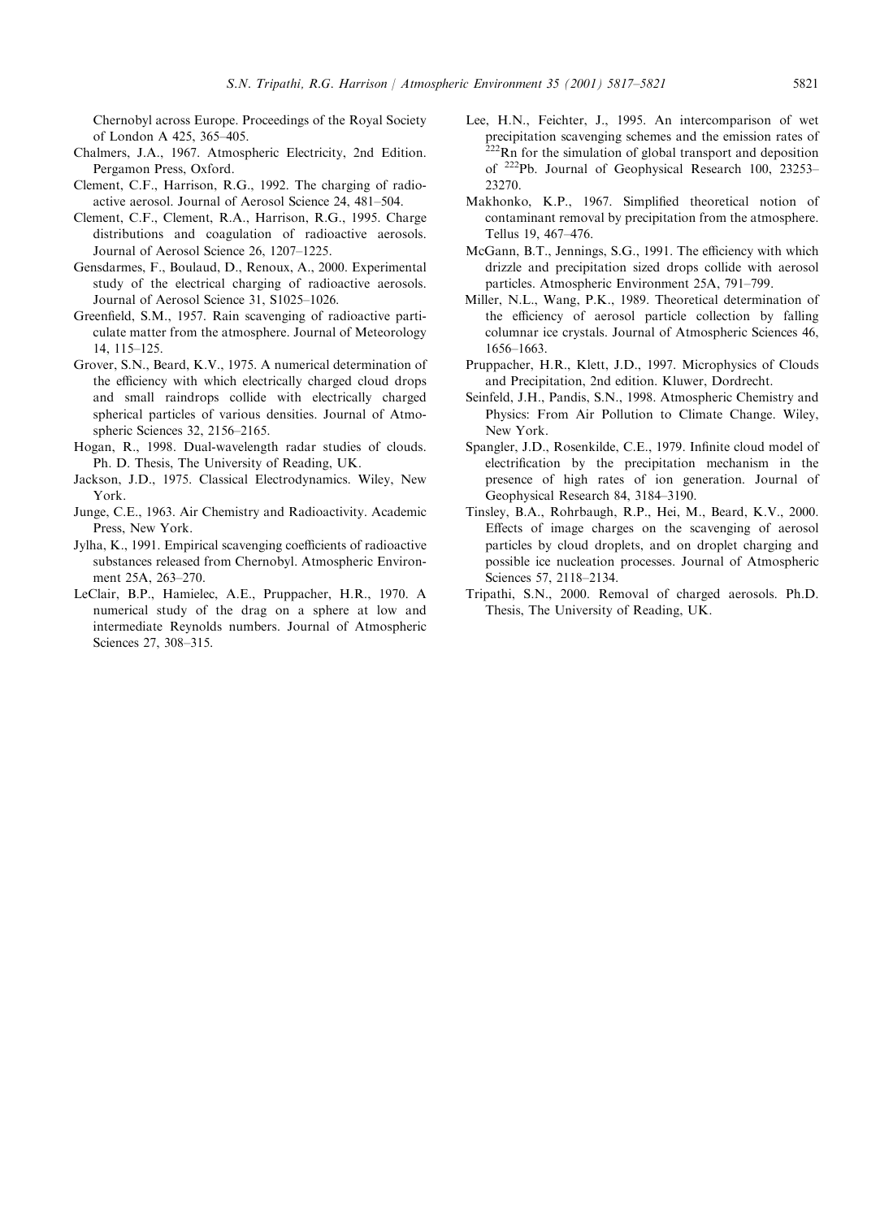Chernobyl across Europe. Proceedings of the Royal Society of London A 425, 365–405.

Chalmers, J.A., 1967. Atmospheric Electricity, 2nd Edition. Pergamon Press, Oxford.

Clement, C.F., Harrison, R.G., 1992. The charging of radioactive aerosol. Journal of Aerosol Science 24, 481–504.

Clement, C.F., Clement, R.A., Harrison, R.G., 1995. Charge distributions and coagulation of radioactive aerosols. Journal of Aerosol Science 26, 1207–1225.

Gensdarmes, F., Boulaud, D., Renoux, A., 2000. Experimental study of the electrical charging of radioactive aerosols. Journal of Aerosol Science 31, S1025–1026.

Greenfield, S.M., 1957. Rain scavenging of radioactive particulate matter from the atmosphere. Journal of Meteorology 14, 115–125.

Grover, S.N., Beard, K.V., 1975. A numerical determination of the efficiency with which electrically charged cloud drops and small raindrops collide with electrically charged spherical particles of various densities. Journal of Atmospheric Sciences 32, 2156–2165.

Hogan, R., 1998. Dual-wavelength radar studies of clouds. Ph. D. Thesis, The University of Reading, UK.

Jackson, J.D., 1975. Classical Electrodynamics. Wiley, New York.

Junge, C.E., 1963. Air Chemistry and Radioactivity. Academic Press, New York.

Jylha, K., 1991. Empirical scavenging coefficients of radioactive substances released from Chernobyl. Atmospheric Environment 25A, 263–270.

LeClair, B.P., Hamielec, A.E., Pruppacher, H.R., 1970. A numerical study of the drag on a sphere at low and intermediate Reynolds numbers. Journal of Atmospheric Sciences 27, 308–315.

Lee, H.N., Feichter, J., 1995. An intercomparison of wet precipitation scavenging schemes and the emission rates of $^{222}$Rn for the simulation of global transport and deposition of $^{222}$Pb. Journal of Geophysical Research 100, 23253–23270.

Makhonko, K.P., 1967. Simplified theoretical notion of contaminant removal by precipitation from the atmosphere. Tellus 19, 467–476.

McGann, B.T., Jennings, S.G., 1991. The efficiency with which drizzle and precipitation sized drops collide with aerosol particles. Atmospheric Environment 25A, 791–799.

Miller, N.L., Wang, P.K., 1989. Theoretical determination of the efficiency of aerosol particle collection by falling columnar ice crystals. Journal of Atmospheric Sciences 46, 1656–1663.

Pruppacher, H.R., Klett, J.D., 1997. Microphysics of Clouds and Precipitation, 2nd edition. Kluwer, Dordrecht.

Seinfeld, J.H., Pandis, S.N., 1998. Atmospheric Chemistry and Physics: From Air Pollution to Climate Change. Wiley, New York.

Spangler, J.D., Rosenkilde, C.E., 1979. Infinite cloud model of electrification by the precipitation mechanism in the presence of high rates of ion generation. Journal of Geophysical Research 84, 3184–3190.

Tinsley, B.A., Rohrbaugh, R.P., Hei, M., Beard, K.V., 2000. Effects of image charges on the scavenging of aerosol particles by cloud droplets, and on droplet charging and possible ice nucleation processes. Journal of Atmospheric Sciences 57, 2118–2134.

Tripathi, S.N., 2000. Removal of charged aerosols. Ph.D. Thesis, The University of Reading, UK.